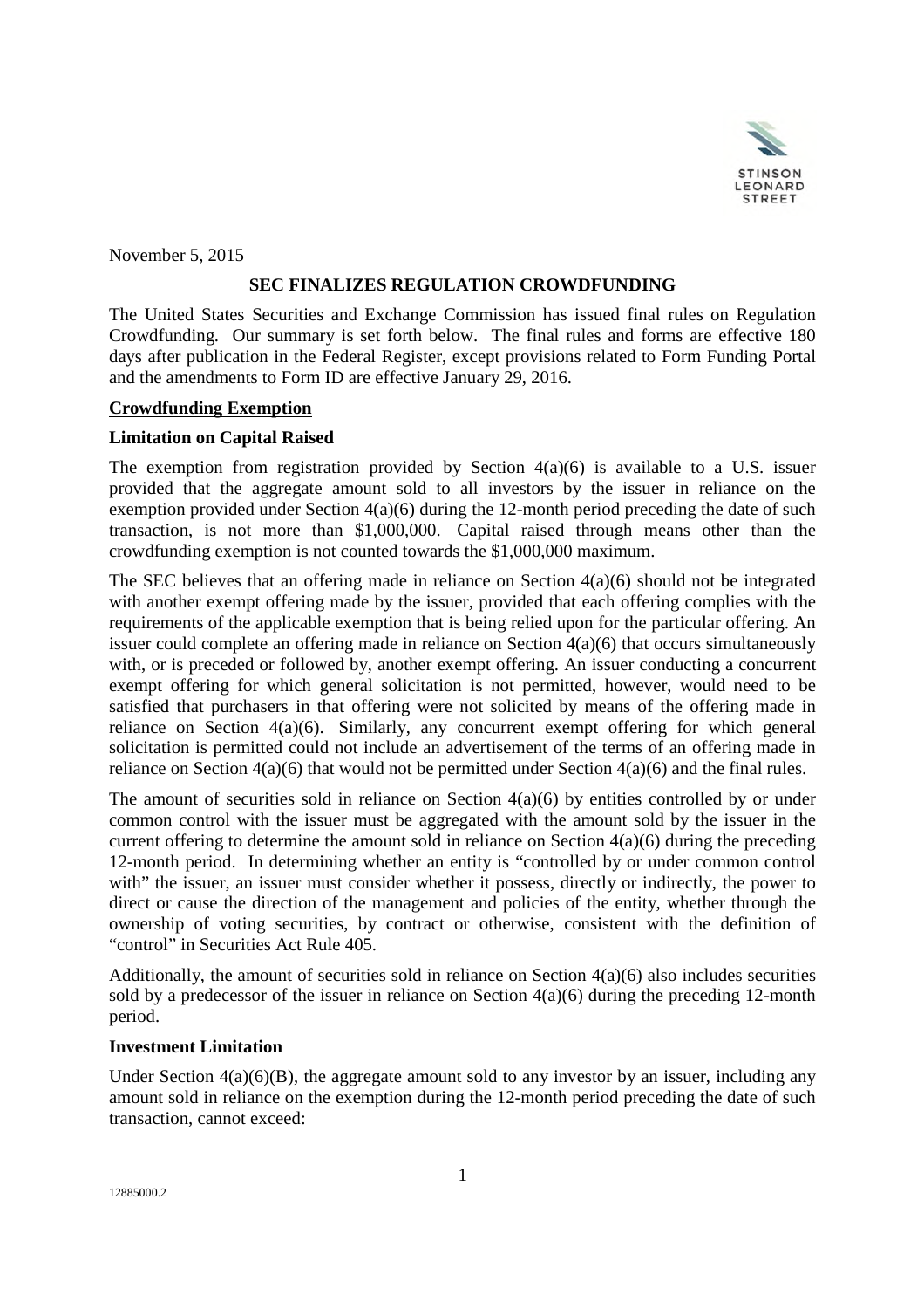November 5, 2015

## SEC FINALIZES REGULATION CROWDFUNDING

The United States Securities and Exchange Commission has issued final rules on Regulation Crowdfunding. Our summary is set forth below. The final rules and forms are effective 180 days after publication in the Federal Register, except provisions related to Form Funding Portal and the amendments to Form ID are effective January 29, 2016.

### Crowdfunding Exemption

#### Limitation on Capital Raised

The exemption from registration provided by Section 4(a)(6) is available to a U.S. issuer provided that the aggregate amount sold to all investors by the issuer in reliance on the exemption provided under Section 4(a)(6) during the 12-month period preceding the date of such transaction, is not more than $1,000,000. Capital raised through means other than the crowdfunding exemption is not counted towards the $1,000,000 maximum.

The SEC believes that an offering made in reliance on Section 4(a)(6) should not be integrated with another exempt offering made by the issuer, provided that each offering complies with the requirements of the applicable exemption that is being relied upon for the particular offering. An issuer could complete an offering made in reliance on Section 4(a)(6) that occurs simultaneously with, or is preceded or followed by, another exempt offering. An issuer conducting a concurrent exempt offering for which general solicitation is not permitted, however, would need to be satisfied that purchasers in that offering were not solicited by means of the offering made in reliance on Section 4(a)(6). Similarly, any concurrent exempt offering for which general solicitation is permitted could not include an advertisement of the terms of an offering made in reliance on Section 4(a)(6) that would not be permitted under Section 4(a)(6) and the final rules.

The amount of securities sold in reliance on Section 4(a)(6) by entities controlled by or under common control with the issuer must be aggregated with the amount sold by the issuer in the current offering to determine the amount sold in reliance on Section 4(a)(6) during the preceding 12-month period. In determining whether an entity is "controlled by or under common control with" the issuer, an issuer must consider whether it possess, directly or indirectly, the power to direct or cause the direction of the management and policies of the entity, whether through the ownership of voting securities, by contract or otherwise, consistent with the definition of "control" in Securities Act Rule 405.

Additionally, the amount of securities sold in reliance on Section 4(a)(6) also includes securities sold by a predecessor of the issuer in reliance on Section 4(a)(6) during the preceding 12-month period.

#### Investment Limitation

Under Section 4(a)(6)(B), the aggregate amount sold to any investor by an issuer, including any amount sold in reliance on the exemption during the 12-month period preceding the date of such transaction, cannot exceed: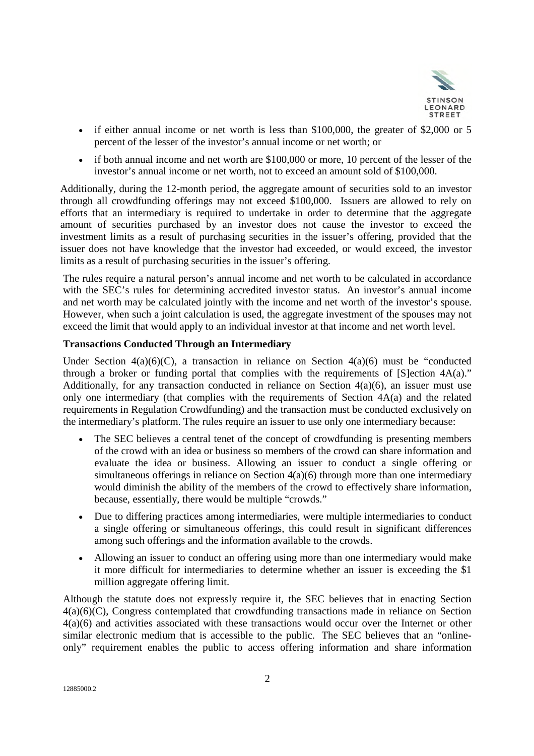- if either annual income or net worth is less than $100,000, the greater of $2,000 or 5 percent of the lesser of the investor's annual income or net worth; or
- if both annual income and net worth are $100,000 or more, 10 percent of the lesser of the investor's annual income or net worth, not to exceed an amount sold of $100,000.

Additionally, during the 12-month period, the aggregate amount of securities sold to an investor through all crowdfunding offerings may not exceed $100,000. Issuers are allowed to rely on efforts that an intermediary is required to undertake in order to determine that the aggregate amount of securities purchased by an investor does not cause the investor to exceed the investment limits as a result of purchasing securities in the issuer's offering, provided that the issuer does not have knowledge that the investor had exceeded, or would exceed, the investor limits as a result of purchasing securities in the issuer's offering.

The rules require a natural person's annual income and net worth to be calculated in accordance with the SEC's rules for determining accredited investor status. An investor's annual income and net worth may be calculated jointly with the income and net worth of the investor's spouse. However, when such a joint calculation is used, the aggregate investment of the spouses may not exceed the limit that would apply to an individual investor at that income and net worth level.

**Transactions Conducted Through an Intermediary**

Under Section 4(a)(6)(C), a transaction in reliance on Section 4(a)(6) must be "conducted through a broker or funding portal that complies with the requirements of [S]ection 4A(a)." Additionally, for any transaction conducted in reliance on Section 4(a)(6), an issuer must use only one intermediary (that complies with the requirements of Section 4A(a) and the related requirements in Regulation Crowdfunding) and the transaction must be conducted exclusively on the intermediary's platform. The rules require an issuer to use only one intermediary because:

- The SEC believes a central tenet of the concept of crowdfunding is presenting members of the crowd with an idea or business so members of the crowd can share information and evaluate the idea or business. Allowing an issuer to conduct a single offering or simultaneous offerings in reliance on Section 4(a)(6) through more than one intermediary would diminish the ability of the members of the crowd to effectively share information, because, essentially, there would be multiple "crowds."
- Due to differing practices among intermediaries, were multiple intermediaries to conduct a single offering or simultaneous offerings, this could result in significant differences among such offerings and the information available to the crowds.
- Allowing an issuer to conduct an offering using more than one intermediary would make it more difficult for intermediaries to determine whether an issuer is exceeding the $1 million aggregate offering limit.

Although the statute does not expressly require it, the SEC believes that in enacting Section 4(a)(6)(C), Congress contemplated that crowdfunding transactions made in reliance on Section 4(a)(6) and activities associated with these transactions would occur over the Internet or other similar electronic medium that is accessible to the public. The SEC believes that an "online-only" requirement enables the public to access offering information and share information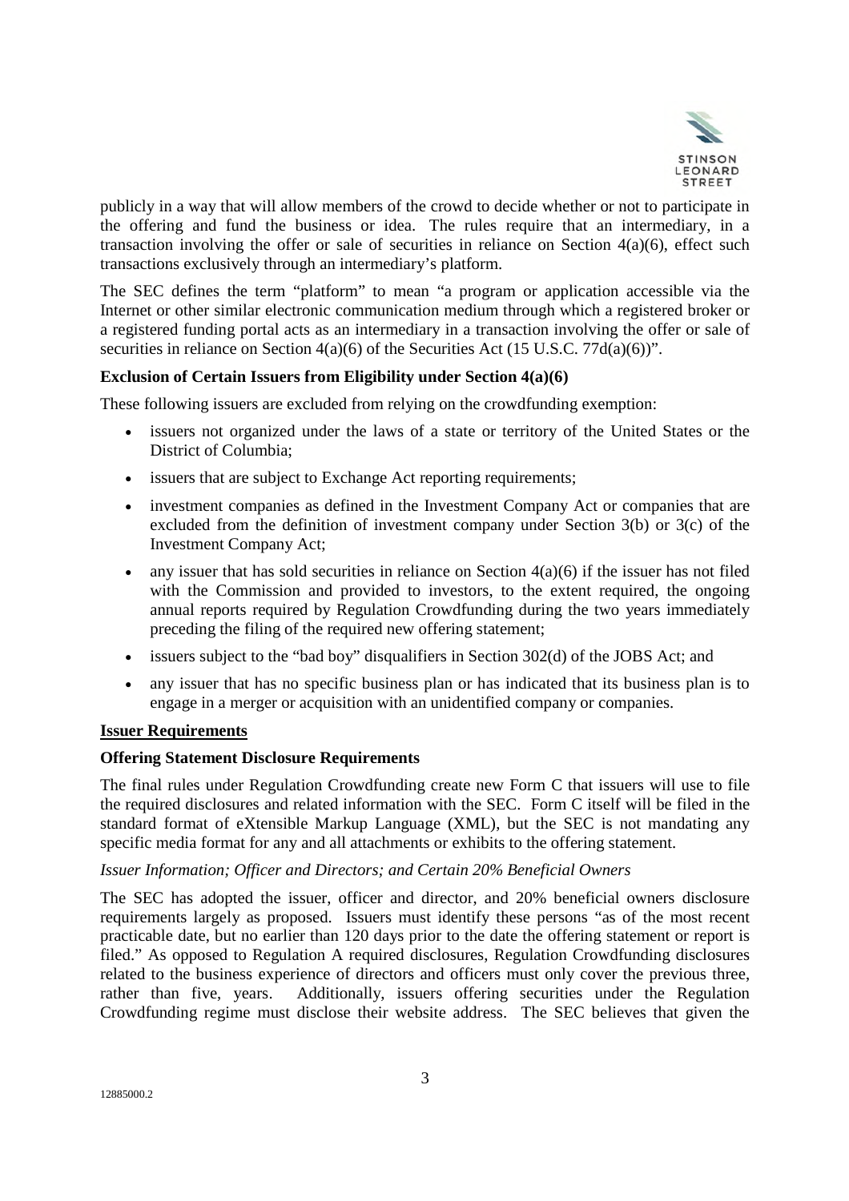publicly in a way that will allow members of the crowd to decide whether or not to participate in the offering and fund the business or idea. The rules require that an intermediary, in a transaction involving the offer or sale of securities in reliance on Section 4(a)(6), effect such transactions exclusively through an intermediary's platform.

The SEC defines the term "platform" to mean "a program or application accessible via the Internet or other similar electronic communication medium through which a registered broker or a registered funding portal acts as an intermediary in a transaction involving the offer or sale of securities in reliance on Section 4(a)(6) of the Securities Act (15 U.S.C. 77d(a)(6))".

**Exclusion of Certain Issuers from Eligibility under Section 4(a)(6)**

These following issuers are excluded from relying on the crowdfunding exemption:

- issuers not organized under the laws of a state or territory of the United States or the District of Columbia;
- issuers that are subject to Exchange Act reporting requirements;
- investment companies as defined in the Investment Company Act or companies that are excluded from the definition of investment company under Section 3(b) or 3(c) of the Investment Company Act;
- any issuer that has sold securities in reliance on Section 4(a)(6) if the issuer has not filed with the Commission and provided to investors, to the extent required, the ongoing annual reports required by Regulation Crowdfunding during the two years immediately preceding the filing of the required new offering statement;
- issuers subject to the "bad boy" disqualifiers in Section 302(d) of the JOBS Act; and
- any issuer that has no specific business plan or has indicated that its business plan is to engage in a merger or acquisition with an unidentified company or companies.

**Issuer Requirements**

**Offering Statement Disclosure Requirements**

The final rules under Regulation Crowdfunding create new Form C that issuers will use to file the required disclosures and related information with the SEC. Form C itself will be filed in the standard format of eXtensible Markup Language (XML), but the SEC is not mandating any specific media format for any and all attachments or exhibits to the offering statement.

*Issuer Information; Officer and Directors; and Certain 20% Beneficial Owners*

The SEC has adopted the issuer, officer and director, and 20% beneficial owners disclosure requirements largely as proposed. Issuers must identify these persons "as of the most recent practicable date, but no earlier than 120 days prior to the date the offering statement or report is filed." As opposed to Regulation A required disclosures, Regulation Crowdfunding disclosures related to the business experience of directors and officers must only cover the previous three, rather than five, years. Additionally, issuers offering securities under the Regulation Crowdfunding regime must disclose their website address. The SEC believes that given the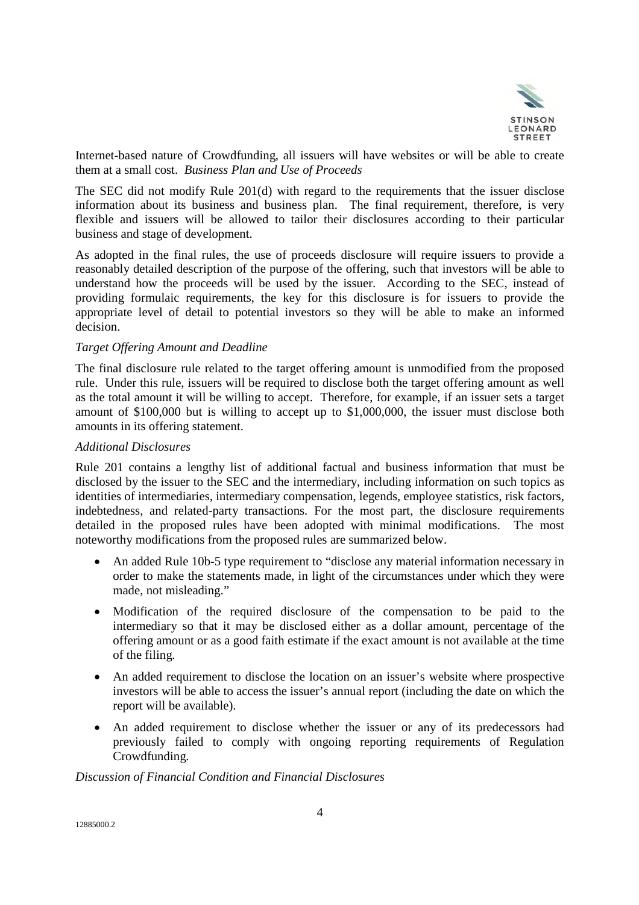Internet-based nature of Crowdfunding, all issuers will have websites or will be able to create them at a small cost. *Business Plan and Use of Proceeds*

The SEC did not modify Rule 201(d) with regard to the requirements that the issuer disclose information about its business and business plan. The final requirement, therefore, is very flexible and issuers will be allowed to tailor their disclosures according to their particular business and stage of development.

As adopted in the final rules, the use of proceeds disclosure will require issuers to provide a reasonably detailed description of the purpose of the offering, such that investors will be able to understand how the proceeds will be used by the issuer. According to the SEC, instead of providing formulaic requirements, the key for this disclosure is for issuers to provide the appropriate level of detail to potential investors so they will be able to make an informed decision.

*Target Offering Amount and Deadline*

The final disclosure rule related to the target offering amount is unmodified from the proposed rule. Under this rule, issuers will be required to disclose both the target offering amount as well as the total amount it will be willing to accept. Therefore, for example, if an issuer sets a target amount of $100,000 but is willing to accept up to $1,000,000, the issuer must disclose both amounts in its offering statement.

*Additional Disclosures*

Rule 201 contains a lengthy list of additional factual and business information that must be disclosed by the issuer to the SEC and the intermediary, including information on such topics as identities of intermediaries, intermediary compensation, legends, employee statistics, risk factors, indebtedness, and related-party transactions. For the most part, the disclosure requirements detailed in the proposed rules have been adopted with minimal modifications. The most noteworthy modifications from the proposed rules are summarized below.

- An added Rule 10b-5 type requirement to "disclose any material information necessary in order to make the statements made, in light of the circumstances under which they were made, not misleading."
- Modification of the required disclosure of the compensation to be paid to the intermediary so that it may be disclosed either as a dollar amount, percentage of the offering amount or as a good faith estimate if the exact amount is not available at the time of the filing.
- An added requirement to disclose the location on an issuer's website where prospective investors will be able to access the issuer's annual report (including the date on which the report will be available).
- An added requirement to disclose whether the issuer or any of its predecessors had previously failed to comply with ongoing reporting requirements of Regulation Crowdfunding.

*Discussion of Financial Condition and Financial Disclosures*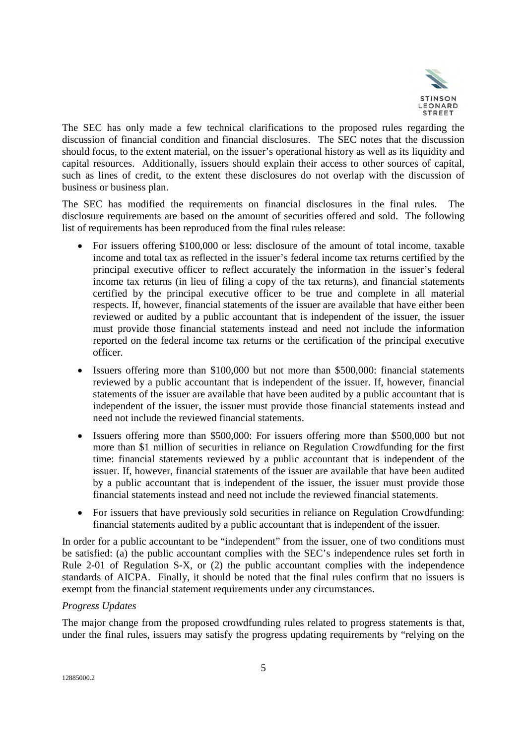The SEC has only made a few technical clarifications to the proposed rules regarding the discussion of financial condition and financial disclosures. The SEC notes that the discussion should focus, to the extent material, on the issuer's operational history as well as its liquidity and capital resources. Additionally, issuers should explain their access to other sources of capital, such as lines of credit, to the extent these disclosures do not overlap with the discussion of business or business plan.

The SEC has modified the requirements on financial disclosures in the final rules. The disclosure requirements are based on the amount of securities offered and sold. The following list of requirements has been reproduced from the final rules release:

- For issuers offering $100,000 or less: disclosure of the amount of total income, taxable income and total tax as reflected in the issuer's federal income tax returns certified by the principal executive officer to reflect accurately the information in the issuer's federal income tax returns (in lieu of filing a copy of the tax returns), and financial statements certified by the principal executive officer to be true and complete in all material respects. If, however, financial statements of the issuer are available that have either been reviewed or audited by a public accountant that is independent of the issuer, the issuer must provide those financial statements instead and need not include the information reported on the federal income tax returns or the certification of the principal executive officer.
- Issuers offering more than $100,000 but not more than $500,000: financial statements reviewed by a public accountant that is independent of the issuer. If, however, financial statements of the issuer are available that have been audited by a public accountant that is independent of the issuer, the issuer must provide those financial statements instead and need not include the reviewed financial statements.
- Issuers offering more than $500,000: For issuers offering more than $500,000 but not more than $1 million of securities in reliance on Regulation Crowdfunding for the first time: financial statements reviewed by a public accountant that is independent of the issuer. If, however, financial statements of the issuer are available that have been audited by a public accountant that is independent of the issuer, the issuer must provide those financial statements instead and need not include the reviewed financial statements.
- For issuers that have previously sold securities in reliance on Regulation Crowdfunding: financial statements audited by a public accountant that is independent of the issuer.

In order for a public accountant to be "independent" from the issuer, one of two conditions must be satisfied: (a) the public accountant complies with the SEC's independence rules set forth in Rule 2-01 of Regulation S-X, or (2) the public accountant complies with the independence standards of AICPA. Finally, it should be noted that the final rules confirm that no issuers is exempt from the financial statement requirements under any circumstances.

*Progress Updates*

The major change from the proposed crowdfunding rules related to progress statements is that, under the final rules, issuers may satisfy the progress updating requirements by "relying on the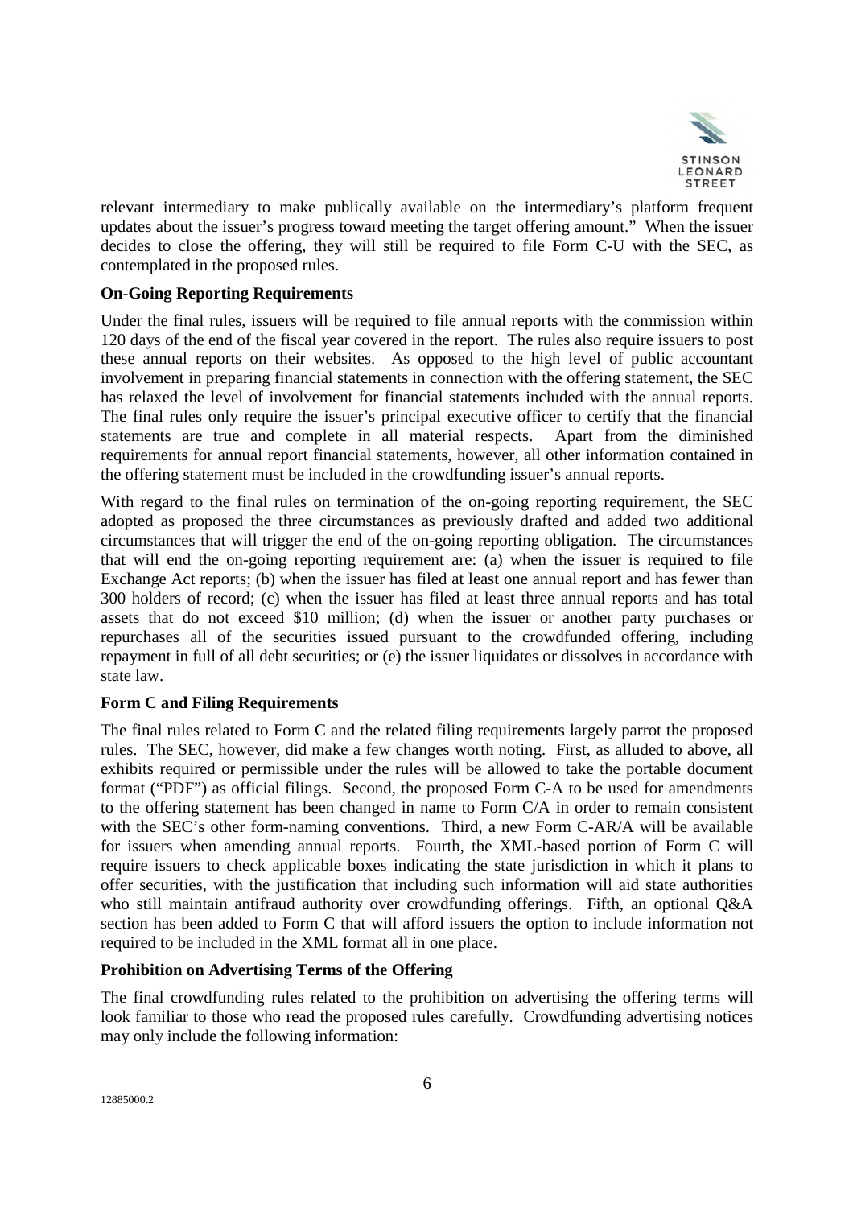relevant intermediary to make publically available on the intermediary's platform frequent updates about the issuer's progress toward meeting the target offering amount." When the issuer decides to close the offering, they will still be required to file Form C-U with the SEC, as contemplated in the proposed rules.

**On-Going Reporting Requirements**

Under the final rules, issuers will be required to file annual reports with the commission within 120 days of the end of the fiscal year covered in the report. The rules also require issuers to post these annual reports on their websites. As opposed to the high level of public accountant involvement in preparing financial statements in connection with the offering statement, the SEC has relaxed the level of involvement for financial statements included with the annual reports. The final rules only require the issuer's principal executive officer to certify that the financial statements are true and complete in all material respects. Apart from the diminished requirements for annual report financial statements, however, all other information contained in the offering statement must be included in the crowdfunding issuer's annual reports.

With regard to the final rules on termination of the on-going reporting requirement, the SEC adopted as proposed the three circumstances as previously drafted and added two additional circumstances that will trigger the end of the on-going reporting obligation. The circumstances that will end the on-going reporting requirement are: (a) when the issuer is required to file Exchange Act reports; (b) when the issuer has filed at least one annual report and has fewer than 300 holders of record; (c) when the issuer has filed at least three annual reports and has total assets that do not exceed $10 million; (d) when the issuer or another party purchases or repurchases all of the securities issued pursuant to the crowdfunded offering, including repayment in full of all debt securities; or (e) the issuer liquidates or dissolves in accordance with state law.

**Form C and Filing Requirements**

The final rules related to Form C and the related filing requirements largely parrot the proposed rules. The SEC, however, did make a few changes worth noting. First, as alluded to above, all exhibits required or permissible under the rules will be allowed to take the portable document format ("PDF") as official filings. Second, the proposed Form C-A to be used for amendments to the offering statement has been changed in name to Form C/A in order to remain consistent with the SEC's other form-naming conventions. Third, a new Form C-AR/A will be available for issuers when amending annual reports. Fourth, the XML-based portion of Form C will require issuers to check applicable boxes indicating the state jurisdiction in which it plans to offer securities, with the justification that including such information will aid state authorities who still maintain antifraud authority over crowdfunding offerings. Fifth, an optional Q&A section has been added to Form C that will afford issuers the option to include information not required to be included in the XML format all in one place.

**Prohibition on Advertising Terms of the Offering**

The final crowdfunding rules related to the prohibition on advertising the offering terms will look familiar to those who read the proposed rules carefully. Crowdfunding advertising notices may only include the following information: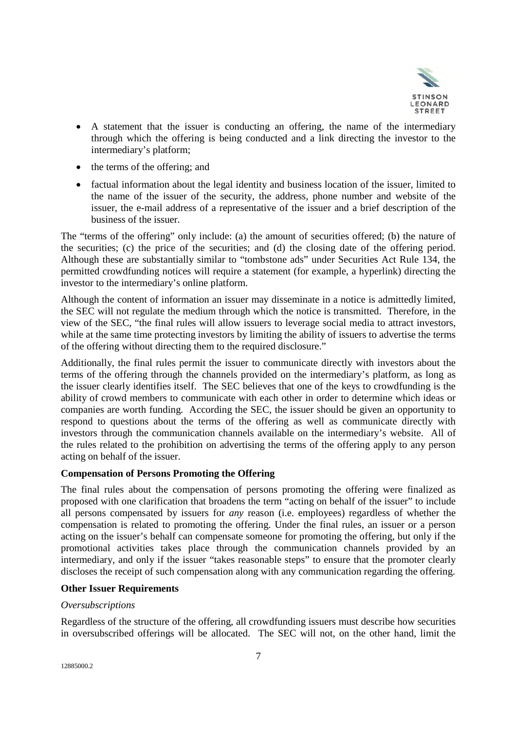- A statement that the issuer is conducting an offering, the name of the intermediary through which the offering is being conducted and a link directing the investor to the intermediary's platform;
- the terms of the offering; and
- factual information about the legal identity and business location of the issuer, limited to the name of the issuer of the security, the address, phone number and website of the issuer, the e-mail address of a representative of the issuer and a brief description of the business of the issuer.

The "terms of the offering" only include: (a) the amount of securities offered; (b) the nature of the securities; (c) the price of the securities; and (d) the closing date of the offering period. Although these are substantially similar to "tombstone ads" under Securities Act Rule 134, the permitted crowdfunding notices will require a statement (for example, a hyperlink) directing the investor to the intermediary's online platform.

Although the content of information an issuer may disseminate in a notice is admittedly limited, the SEC will not regulate the medium through which the notice is transmitted. Therefore, in the view of the SEC, "the final rules will allow issuers to leverage social media to attract investors, while at the same time protecting investors by limiting the ability of issuers to advertise the terms of the offering without directing them to the required disclosure."

Additionally, the final rules permit the issuer to communicate directly with investors about the terms of the offering through the channels provided on the intermediary's platform, as long as the issuer clearly identifies itself. The SEC believes that one of the keys to crowdfunding is the ability of crowd members to communicate with each other in order to determine which ideas or companies are worth funding. According the SEC, the issuer should be given an opportunity to respond to questions about the terms of the offering as well as communicate directly with investors through the communication channels available on the intermediary's website. All of the rules related to the prohibition on advertising the terms of the offering apply to any person acting on behalf of the issuer.

**Compensation of Persons Promoting the Offering**

The final rules about the compensation of persons promoting the offering were finalized as proposed with one clarification that broadens the term "acting on behalf of the issuer" to include all persons compensated by issuers for *any* reason (i.e. employees) regardless of whether the compensation is related to promoting the offering. Under the final rules, an issuer or a person acting on the issuer's behalf can compensate someone for promoting the offering, but only if the promotional activities takes place through the communication channels provided by an intermediary, and only if the issuer "takes reasonable steps" to ensure that the promoter clearly discloses the receipt of such compensation along with any communication regarding the offering.

**Other Issuer Requirements**

*Oversubscriptions*

Regardless of the structure of the offering, all crowdfunding issuers must describe how securities in oversubscribed offerings will be allocated. The SEC will not, on the other hand, limit the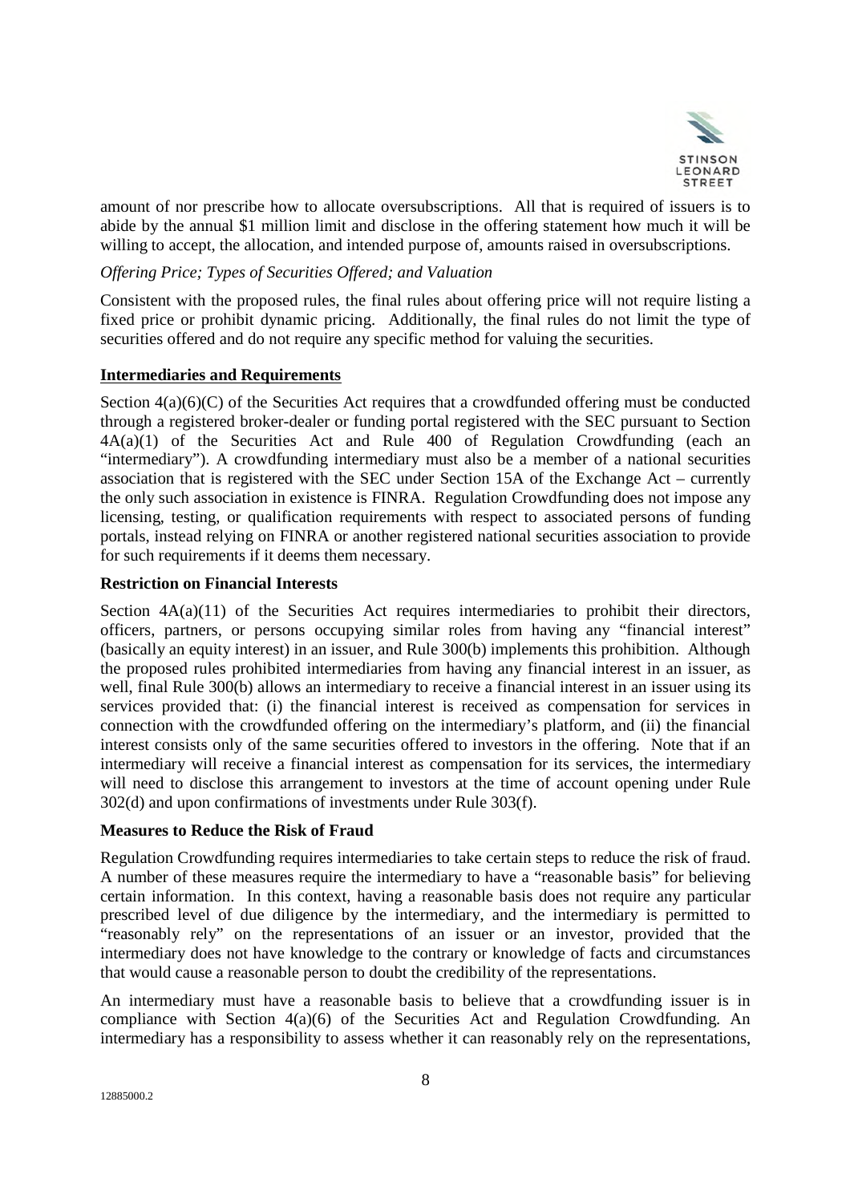amount of nor prescribe how to allocate oversubscriptions. All that is required of issuers is to abide by the annual $1 million limit and disclose in the offering statement how much it will be willing to accept, the allocation, and intended purpose of, amounts raised in oversubscriptions.

*Offering Price; Types of Securities Offered; and Valuation*

Consistent with the proposed rules, the final rules about offering price will not require listing a fixed price or prohibit dynamic pricing. Additionally, the final rules do not limit the type of securities offered and do not require any specific method for valuing the securities.

**Intermediaries and Requirements**

Section 4(a)(6)(C) of the Securities Act requires that a crowdfunded offering must be conducted through a registered broker-dealer or funding portal registered with the SEC pursuant to Section 4A(a)(1) of the Securities Act and Rule 400 of Regulation Crowdfunding (each an "intermediary"). A crowdfunding intermediary must also be a member of a national securities association that is registered with the SEC under Section 15A of the Exchange Act – currently the only such association in existence is FINRA. Regulation Crowdfunding does not impose any licensing, testing, or qualification requirements with respect to associated persons of funding portals, instead relying on FINRA or another registered national securities association to provide for such requirements if it deems them necessary.

**Restriction on Financial Interests**

Section 4A(a)(11) of the Securities Act requires intermediaries to prohibit their directors, officers, partners, or persons occupying similar roles from having any "financial interest" (basically an equity interest) in an issuer, and Rule 300(b) implements this prohibition. Although the proposed rules prohibited intermediaries from having any financial interest in an issuer, as well, final Rule 300(b) allows an intermediary to receive a financial interest in an issuer using its services provided that: (i) the financial interest is received as compensation for services in connection with the crowdfunded offering on the intermediary's platform, and (ii) the financial interest consists only of the same securities offered to investors in the offering. Note that if an intermediary will receive a financial interest as compensation for its services, the intermediary will need to disclose this arrangement to investors at the time of account opening under Rule 302(d) and upon confirmations of investments under Rule 303(f).

**Measures to Reduce the Risk of Fraud**

Regulation Crowdfunding requires intermediaries to take certain steps to reduce the risk of fraud. A number of these measures require the intermediary to have a "reasonable basis" for believing certain information. In this context, having a reasonable basis does not require any particular prescribed level of due diligence by the intermediary, and the intermediary is permitted to "reasonably rely" on the representations of an issuer or an investor, provided that the intermediary does not have knowledge to the contrary or knowledge of facts and circumstances that would cause a reasonable person to doubt the credibility of the representations.

An intermediary must have a reasonable basis to believe that a crowdfunding issuer is in compliance with Section 4(a)(6) of the Securities Act and Regulation Crowdfunding. An intermediary has a responsibility to assess whether it can reasonably rely on the representations,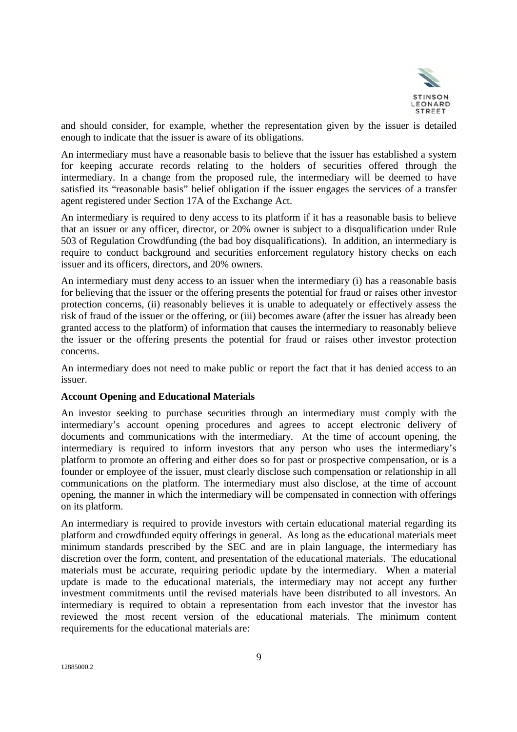and should consider, for example, whether the representation given by the issuer is detailed enough to indicate that the issuer is aware of its obligations.

An intermediary must have a reasonable basis to believe that the issuer has established a system for keeping accurate records relating to the holders of securities offered through the intermediary. In a change from the proposed rule, the intermediary will be deemed to have satisfied its "reasonable basis" belief obligation if the issuer engages the services of a transfer agent registered under Section 17A of the Exchange Act.

An intermediary is required to deny access to its platform if it has a reasonable basis to believe that an issuer or any officer, director, or 20% owner is subject to a disqualification under Rule 503 of Regulation Crowdfunding (the bad boy disqualifications). In addition, an intermediary is require to conduct background and securities enforcement regulatory history checks on each issuer and its officers, directors, and 20% owners.

An intermediary must deny access to an issuer when the intermediary (i) has a reasonable basis for believing that the issuer or the offering presents the potential for fraud or raises other investor protection concerns, (ii) reasonably believes it is unable to adequately or effectively assess the risk of fraud of the issuer or the offering, or (iii) becomes aware (after the issuer has already been granted access to the platform) of information that causes the intermediary to reasonably believe the issuer or the offering presents the potential for fraud or raises other investor protection concerns.

An intermediary does not need to make public or report the fact that it has denied access to an issuer.

**Account Opening and Educational Materials**

An investor seeking to purchase securities through an intermediary must comply with the intermediary's account opening procedures and agrees to accept electronic delivery of documents and communications with the intermediary. At the time of account opening, the intermediary is required to inform investors that any person who uses the intermediary's platform to promote an offering and either does so for past or prospective compensation, or is a founder or employee of the issuer, must clearly disclose such compensation or relationship in all communications on the platform. The intermediary must also disclose, at the time of account opening, the manner in which the intermediary will be compensated in connection with offerings on its platform.

An intermediary is required to provide investors with certain educational material regarding its platform and crowdfunded equity offerings in general. As long as the educational materials meet minimum standards prescribed by the SEC and are in plain language, the intermediary has discretion over the form, content, and presentation of the educational materials. The educational materials must be accurate, requiring periodic update by the intermediary. When a material update is made to the educational materials, the intermediary may not accept any further investment commitments until the revised materials have been distributed to all investors. An intermediary is required to obtain a representation from each investor that the investor has reviewed the most recent version of the educational materials. The minimum content requirements for the educational materials are: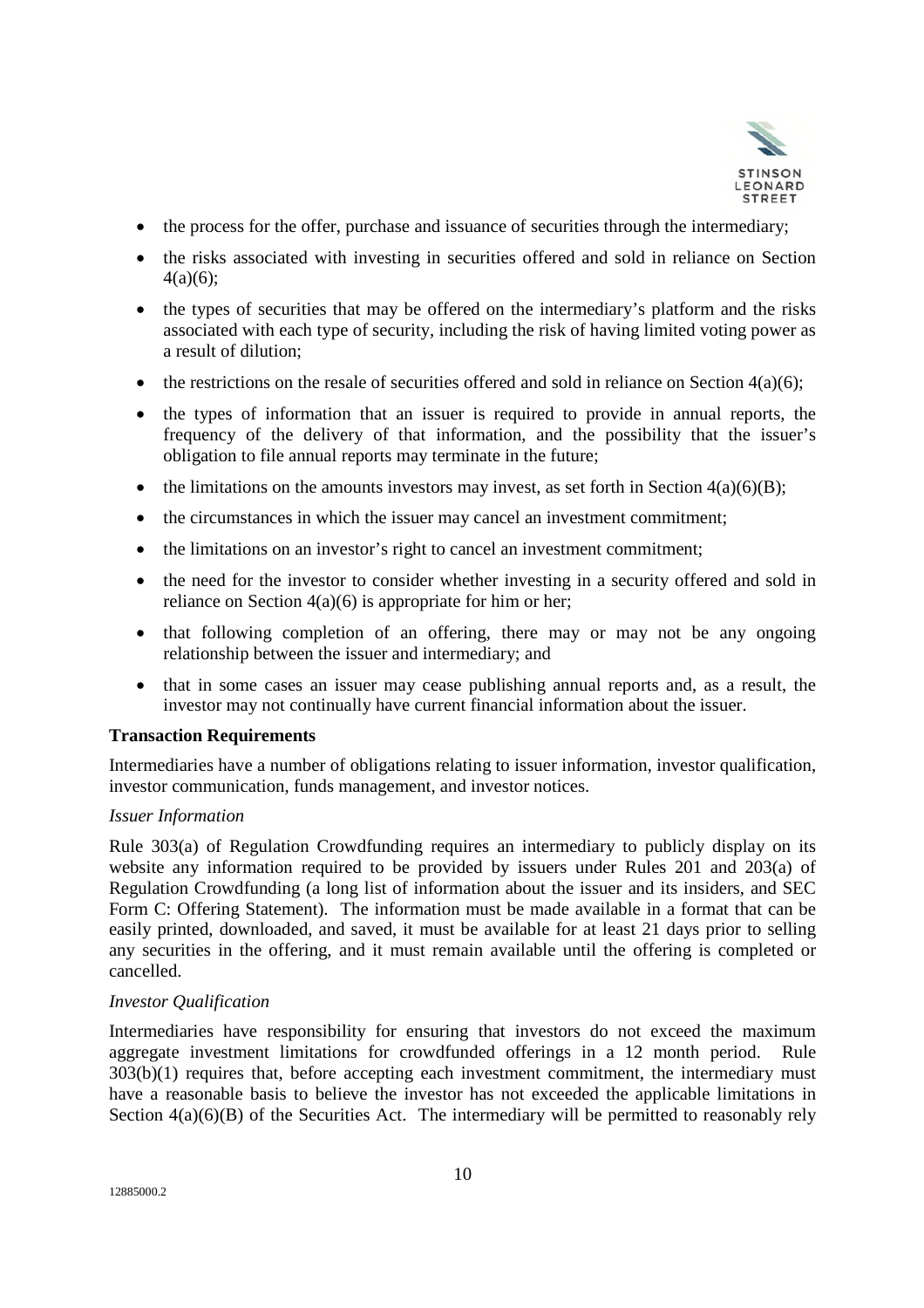- the process for the offer, purchase and issuance of securities through the intermediary;
- the risks associated with investing in securities offered and sold in reliance on Section 4(a)(6);
- the types of securities that may be offered on the intermediary's platform and the risks associated with each type of security, including the risk of having limited voting power as a result of dilution;
- the restrictions on the resale of securities offered and sold in reliance on Section 4(a)(6);
- the types of information that an issuer is required to provide in annual reports, the frequency of the delivery of that information, and the possibility that the issuer's obligation to file annual reports may terminate in the future;
- the limitations on the amounts investors may invest, as set forth in Section 4(a)(6)(B);
- the circumstances in which the issuer may cancel an investment commitment;
- the limitations on an investor's right to cancel an investment commitment;
- the need for the investor to consider whether investing in a security offered and sold in reliance on Section 4(a)(6) is appropriate for him or her;
- that following completion of an offering, there may or may not be any ongoing relationship between the issuer and intermediary; and
- that in some cases an issuer may cease publishing annual reports and, as a result, the investor may not continually have current financial information about the issuer.

**Transaction Requirements**

Intermediaries have a number of obligations relating to issuer information, investor qualification, investor communication, funds management, and investor notices.

*Issuer Information*

Rule 303(a) of Regulation Crowdfunding requires an intermediary to publicly display on its website any information required to be provided by issuers under Rules 201 and 203(a) of Regulation Crowdfunding (a long list of information about the issuer and its insiders, and SEC Form C: Offering Statement). The information must be made available in a format that can be easily printed, downloaded, and saved, it must be available for at least 21 days prior to selling any securities in the offering, and it must remain available until the offering is completed or cancelled.

*Investor Qualification*

Intermediaries have responsibility for ensuring that investors do not exceed the maximum aggregate investment limitations for crowdfunded offerings in a 12 month period. Rule 303(b)(1) requires that, before accepting each investment commitment, the intermediary must have a reasonable basis to believe the investor has not exceeded the applicable limitations in Section 4(a)(6)(B) of the Securities Act. The intermediary will be permitted to reasonably rely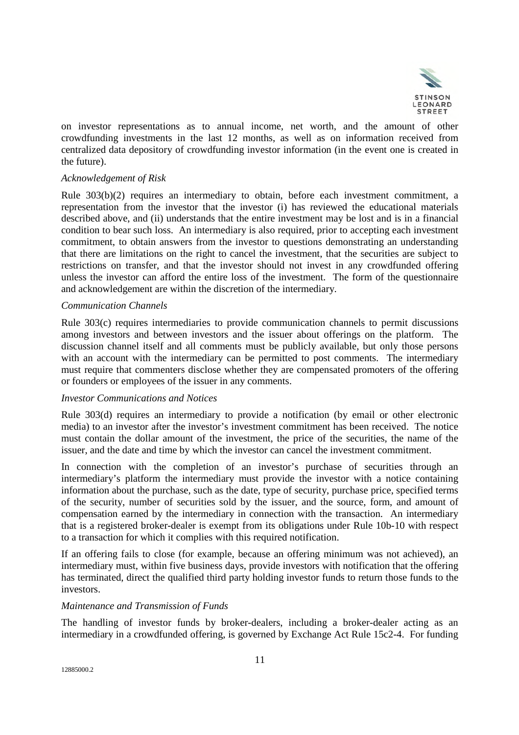on investor representations as to annual income, net worth, and the amount of other crowdfunding investments in the last 12 months, as well as on information received from centralized data depository of crowdfunding investor information (in the event one is created in the future).

*Acknowledgement of Risk*

Rule 303(b)(2) requires an intermediary to obtain, before each investment commitment, a representation from the investor that the investor (i) has reviewed the educational materials described above, and (ii) understands that the entire investment may be lost and is in a financial condition to bear such loss. An intermediary is also required, prior to accepting each investment commitment, to obtain answers from the investor to questions demonstrating an understanding that there are limitations on the right to cancel the investment, that the securities are subject to restrictions on transfer, and that the investor should not invest in any crowdfunded offering unless the investor can afford the entire loss of the investment. The form of the questionnaire and acknowledgement are within the discretion of the intermediary.

*Communication Channels*

Rule 303(c) requires intermediaries to provide communication channels to permit discussions among investors and between investors and the issuer about offerings on the platform. The discussion channel itself and all comments must be publicly available, but only those persons with an account with the intermediary can be permitted to post comments. The intermediary must require that commenters disclose whether they are compensated promoters of the offering or founders or employees of the issuer in any comments.

*Investor Communications and Notices*

Rule 303(d) requires an intermediary to provide a notification (by email or other electronic media) to an investor after the investor's investment commitment has been received. The notice must contain the dollar amount of the investment, the price of the securities, the name of the issuer, and the date and time by which the investor can cancel the investment commitment.

In connection with the completion of an investor's purchase of securities through an intermediary's platform the intermediary must provide the investor with a notice containing information about the purchase, such as the date, type of security, purchase price, specified terms of the security, number of securities sold by the issuer, and the source, form, and amount of compensation earned by the intermediary in connection with the transaction. An intermediary that is a registered broker-dealer is exempt from its obligations under Rule 10b-10 with respect to a transaction for which it complies with this required notification.

If an offering fails to close (for example, because an offering minimum was not achieved), an intermediary must, within five business days, provide investors with notification that the offering has terminated, direct the qualified third party holding investor funds to return those funds to the investors.

*Maintenance and Transmission of Funds*

The handling of investor funds by broker-dealers, including a broker-dealer acting as an intermediary in a crowdfunded offering, is governed by Exchange Act Rule 15c2-4. For funding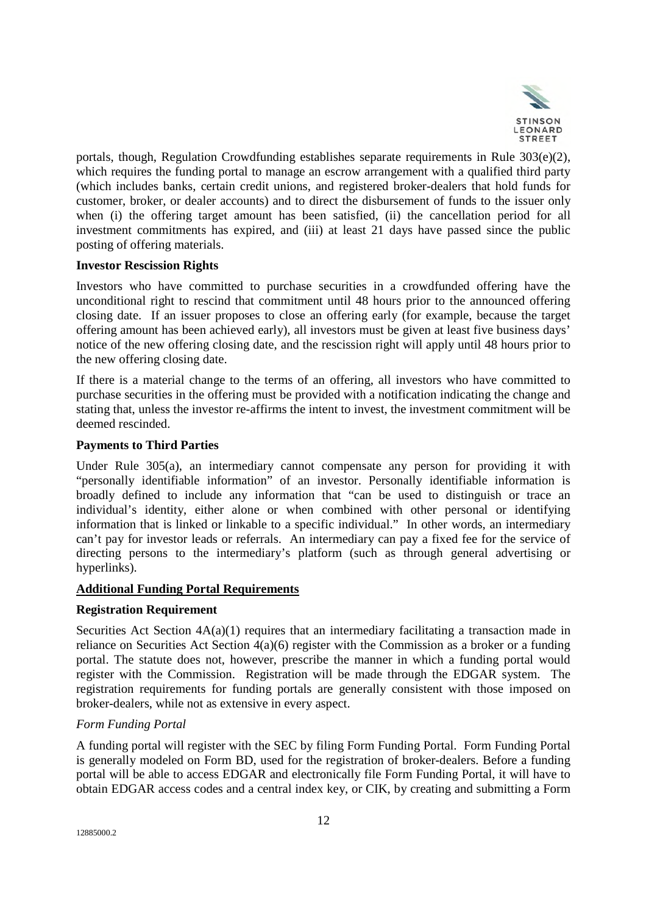portals, though, Regulation Crowdfunding establishes separate requirements in Rule 303(e)(2), which requires the funding portal to manage an escrow arrangement with a qualified third party (which includes banks, certain credit unions, and registered broker-dealers that hold funds for customer, broker, or dealer accounts) and to direct the disbursement of funds to the issuer only when (i) the offering target amount has been satisfied, (ii) the cancellation period for all investment commitments has expired, and (iii) at least 21 days have passed since the public posting of offering materials.

**Investor Rescission Rights**

Investors who have committed to purchase securities in a crowdfunded offering have the unconditional right to rescind that commitment until 48 hours prior to the announced offering closing date. If an issuer proposes to close an offering early (for example, because the target offering amount has been achieved early), all investors must be given at least five business days' notice of the new offering closing date, and the rescission right will apply until 48 hours prior to the new offering closing date.

If there is a material change to the terms of an offering, all investors who have committed to purchase securities in the offering must be provided with a notification indicating the change and stating that, unless the investor re-affirms the intent to invest, the investment commitment will be deemed rescinded.

**Payments to Third Parties**

Under Rule 305(a), an intermediary cannot compensate any person for providing it with "personally identifiable information" of an investor. Personally identifiable information is broadly defined to include any information that "can be used to distinguish or trace an individual's identity, either alone or when combined with other personal or identifying information that is linked or linkable to a specific individual." In other words, an intermediary can't pay for investor leads or referrals. An intermediary can pay a fixed fee for the service of directing persons to the intermediary's platform (such as through general advertising or hyperlinks).

**<u>Additional Funding Portal Requirements</u>**

**Registration Requirement**

Securities Act Section 4A(a)(1) requires that an intermediary facilitating a transaction made in reliance on Securities Act Section 4(a)(6) register with the Commission as a broker or a funding portal. The statute does not, however, prescribe the manner in which a funding portal would register with the Commission. Registration will be made through the EDGAR system. The registration requirements for funding portals are generally consistent with those imposed on broker-dealers, while not as extensive in every aspect.

*Form Funding Portal*

A funding portal will register with the SEC by filing Form Funding Portal. Form Funding Portal is generally modeled on Form BD, used for the registration of broker-dealers. Before a funding portal will be able to access EDGAR and electronically file Form Funding Portal, it will have to obtain EDGAR access codes and a central index key, or CIK, by creating and submitting a Form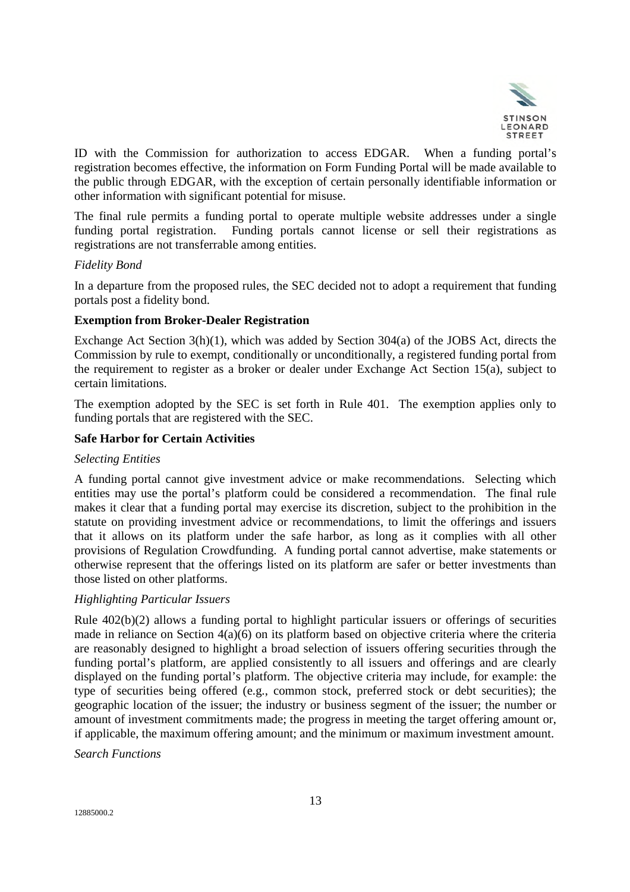ID with the Commission for authorization to access EDGAR. When a funding portal's registration becomes effective, the information on Form Funding Portal will be made available to the public through EDGAR, with the exception of certain personally identifiable information or other information with significant potential for misuse.

The final rule permits a funding portal to operate multiple website addresses under a single funding portal registration. Funding portals cannot license or sell their registrations as registrations are not transferrable among entities.

*Fidelity Bond*

In a departure from the proposed rules, the SEC decided not to adopt a requirement that funding portals post a fidelity bond.

**Exemption from Broker-Dealer Registration**

Exchange Act Section 3(h)(1), which was added by Section 304(a) of the JOBS Act, directs the Commission by rule to exempt, conditionally or unconditionally, a registered funding portal from the requirement to register as a broker or dealer under Exchange Act Section 15(a), subject to certain limitations.

The exemption adopted by the SEC is set forth in Rule 401. The exemption applies only to funding portals that are registered with the SEC.

**Safe Harbor for Certain Activities**

*Selecting Entities*

A funding portal cannot give investment advice or make recommendations. Selecting which entities may use the portal's platform could be considered a recommendation. The final rule makes it clear that a funding portal may exercise its discretion, subject to the prohibition in the statute on providing investment advice or recommendations, to limit the offerings and issuers that it allows on its platform under the safe harbor, as long as it complies with all other provisions of Regulation Crowdfunding. A funding portal cannot advertise, make statements or otherwise represent that the offerings listed on its platform are safer or better investments than those listed on other platforms.

*Highlighting Particular Issuers*

Rule 402(b)(2) allows a funding portal to highlight particular issuers or offerings of securities made in reliance on Section 4(a)(6) on its platform based on objective criteria where the criteria are reasonably designed to highlight a broad selection of issuers offering securities through the funding portal's platform, are applied consistently to all issuers and offerings and are clearly displayed on the funding portal's platform. The objective criteria may include, for example: the type of securities being offered (e.g., common stock, preferred stock or debt securities); the geographic location of the issuer; the industry or business segment of the issuer; the number or amount of investment commitments made; the progress in meeting the target offering amount or, if applicable, the maximum offering amount; and the minimum or maximum investment amount.

*Search Functions*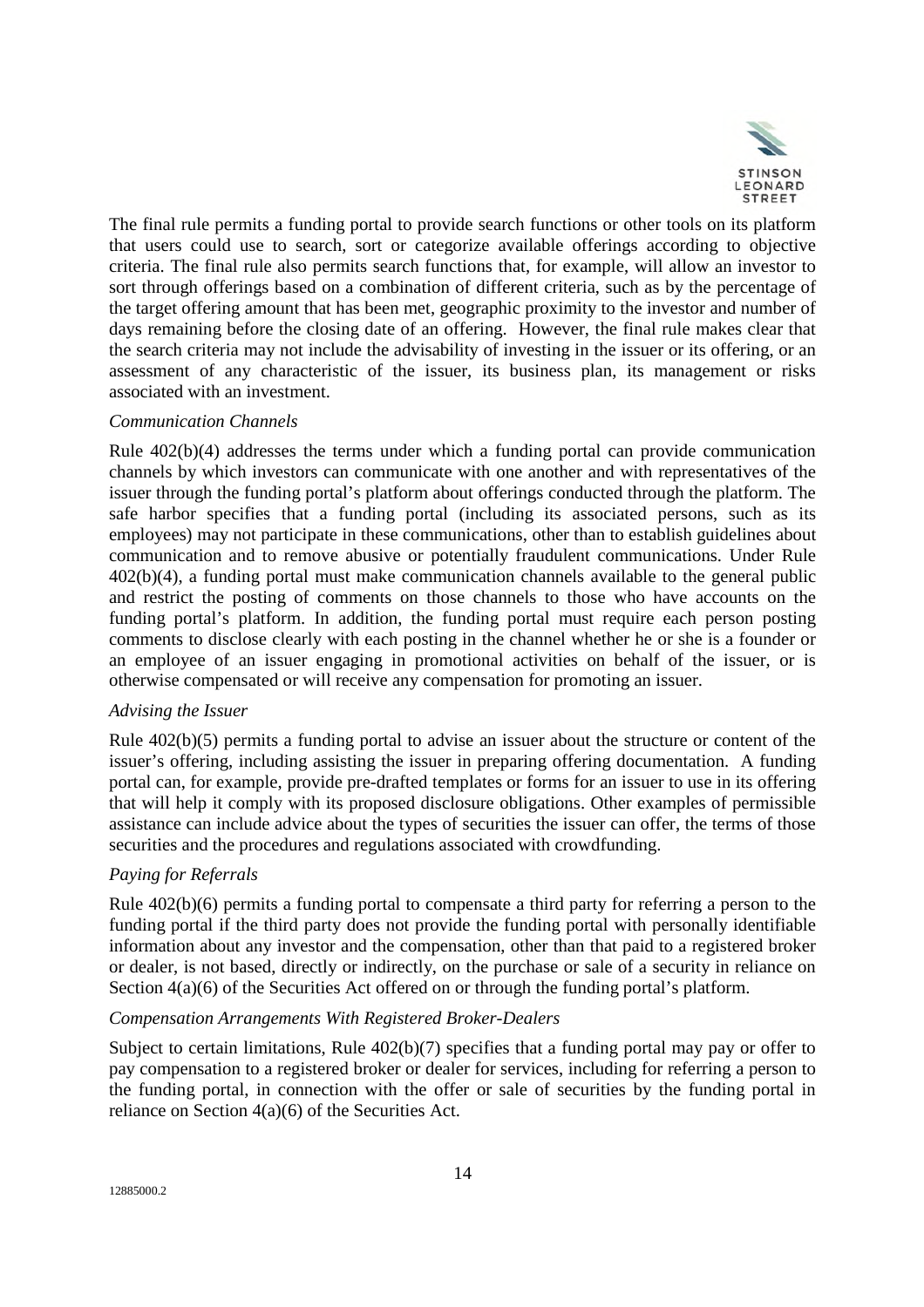The final rule permits a funding portal to provide search functions or other tools on its platform that users could use to search, sort or categorize available offerings according to objective criteria. The final rule also permits search functions that, for example, will allow an investor to sort through offerings based on a combination of different criteria, such as by the percentage of the target offering amount that has been met, geographic proximity to the investor and number of days remaining before the closing date of an offering. However, the final rule makes clear that the search criteria may not include the advisability of investing in the issuer or its offering, or an assessment of any characteristic of the issuer, its business plan, its management or risks associated with an investment.

*Communication Channels*

Rule 402(b)(4) addresses the terms under which a funding portal can provide communication channels by which investors can communicate with one another and with representatives of the issuer through the funding portal's platform about offerings conducted through the platform. The safe harbor specifies that a funding portal (including its associated persons, such as its employees) may not participate in these communications, other than to establish guidelines about communication and to remove abusive or potentially fraudulent communications. Under Rule 402(b)(4), a funding portal must make communication channels available to the general public and restrict the posting of comments on those channels to those who have accounts on the funding portal's platform. In addition, the funding portal must require each person posting comments to disclose clearly with each posting in the channel whether he or she is a founder or an employee of an issuer engaging in promotional activities on behalf of the issuer, or is otherwise compensated or will receive any compensation for promoting an issuer.

*Advising the Issuer*

Rule 402(b)(5) permits a funding portal to advise an issuer about the structure or content of the issuer's offering, including assisting the issuer in preparing offering documentation. A funding portal can, for example, provide pre-drafted templates or forms for an issuer to use in its offering that will help it comply with its proposed disclosure obligations. Other examples of permissible assistance can include advice about the types of securities the issuer can offer, the terms of those securities and the procedures and regulations associated with crowdfunding.

*Paying for Referrals*

Rule 402(b)(6) permits a funding portal to compensate a third party for referring a person to the funding portal if the third party does not provide the funding portal with personally identifiable information about any investor and the compensation, other than that paid to a registered broker or dealer, is not based, directly or indirectly, on the purchase or sale of a security in reliance on Section 4(a)(6) of the Securities Act offered on or through the funding portal's platform.

*Compensation Arrangements With Registered Broker-Dealers*

Subject to certain limitations, Rule 402(b)(7) specifies that a funding portal may pay or offer to pay compensation to a registered broker or dealer for services, including for referring a person to the funding portal, in connection with the offer or sale of securities by the funding portal in reliance on Section 4(a)(6) of the Securities Act.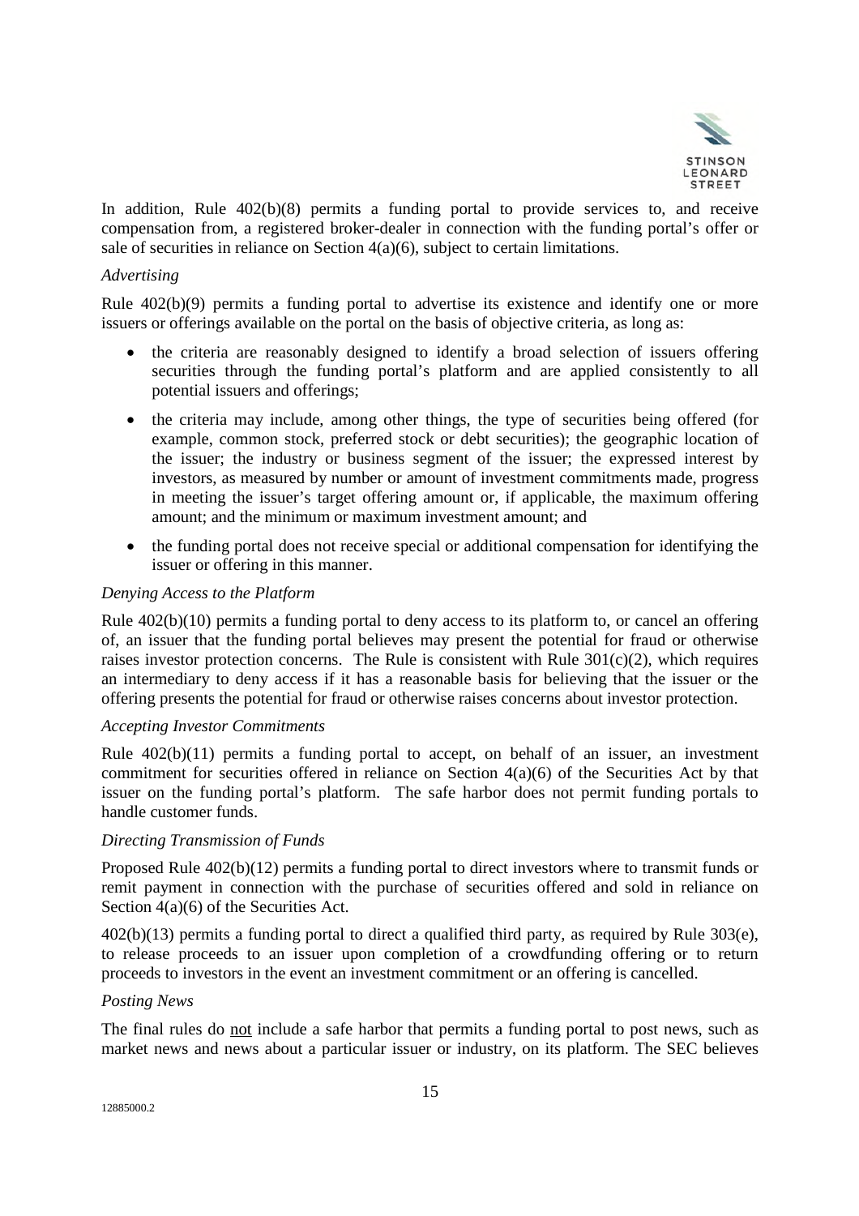In addition, Rule 402(b)(8) permits a funding portal to provide services to, and receive compensation from, a registered broker-dealer in connection with the funding portal's offer or sale of securities in reliance on Section 4(a)(6), subject to certain limitations.

*Advertising*

Rule 402(b)(9) permits a funding portal to advertise its existence and identify one or more issuers or offerings available on the portal on the basis of objective criteria, as long as:

- the criteria are reasonably designed to identify a broad selection of issuers offering securities through the funding portal's platform and are applied consistently to all potential issuers and offerings;
- the criteria may include, among other things, the type of securities being offered (for example, common stock, preferred stock or debt securities); the geographic location of the issuer; the industry or business segment of the issuer; the expressed interest by investors, as measured by number or amount of investment commitments made, progress in meeting the issuer's target offering amount or, if applicable, the maximum offering amount; and the minimum or maximum investment amount; and
- the funding portal does not receive special or additional compensation for identifying the issuer or offering in this manner.

*Denying Access to the Platform*

Rule 402(b)(10) permits a funding portal to deny access to its platform to, or cancel an offering of, an issuer that the funding portal believes may present the potential for fraud or otherwise raises investor protection concerns. The Rule is consistent with Rule 301(c)(2), which requires an intermediary to deny access if it has a reasonable basis for believing that the issuer or the offering presents the potential for fraud or otherwise raises concerns about investor protection.

*Accepting Investor Commitments*

Rule 402(b)(11) permits a funding portal to accept, on behalf of an issuer, an investment commitment for securities offered in reliance on Section 4(a)(6) of the Securities Act by that issuer on the funding portal's platform. The safe harbor does not permit funding portals to handle customer funds.

*Directing Transmission of Funds*

Proposed Rule 402(b)(12) permits a funding portal to direct investors where to transmit funds or remit payment in connection with the purchase of securities offered and sold in reliance on Section 4(a)(6) of the Securities Act.

402(b)(13) permits a funding portal to direct a qualified third party, as required by Rule 303(e), to release proceeds to an issuer upon completion of a crowdfunding offering or to return proceeds to investors in the event an investment commitment or an offering is cancelled.

*Posting News*

The final rules do not include a safe harbor that permits a funding portal to post news, such as market news and news about a particular issuer or industry, on its platform. The SEC believes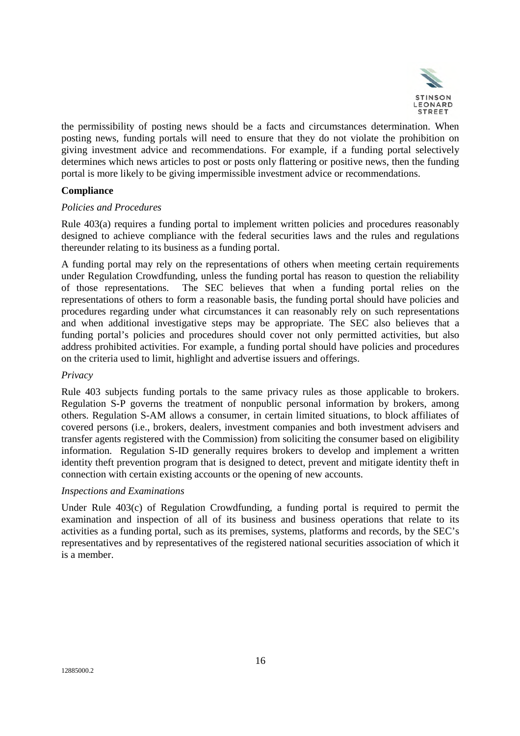the permissibility of posting news should be a facts and circumstances determination. When posting news, funding portals will need to ensure that they do not violate the prohibition on giving investment advice and recommendations. For example, if a funding portal selectively determines which news articles to post or posts only flattering or positive news, then the funding portal is more likely to be giving impermissible investment advice or recommendations.

**Compliance**

*Policies and Procedures*

Rule 403(a) requires a funding portal to implement written policies and procedures reasonably designed to achieve compliance with the federal securities laws and the rules and regulations thereunder relating to its business as a funding portal.

A funding portal may rely on the representations of others when meeting certain requirements under Regulation Crowdfunding, unless the funding portal has reason to question the reliability of those representations. The SEC believes that when a funding portal relies on the representations of others to form a reasonable basis, the funding portal should have policies and procedures regarding under what circumstances it can reasonably rely on such representations and when additional investigative steps may be appropriate. The SEC also believes that a funding portal's policies and procedures should cover not only permitted activities, but also address prohibited activities. For example, a funding portal should have policies and procedures on the criteria used to limit, highlight and advertise issuers and offerings.

*Privacy*

Rule 403 subjects funding portals to the same privacy rules as those applicable to brokers. Regulation S-P governs the treatment of nonpublic personal information by brokers, among others. Regulation S-AM allows a consumer, in certain limited situations, to block affiliates of covered persons (i.e., brokers, dealers, investment companies and both investment advisers and transfer agents registered with the Commission) from soliciting the consumer based on eligibility information. Regulation S-ID generally requires brokers to develop and implement a written identity theft prevention program that is designed to detect, prevent and mitigate identity theft in connection with certain existing accounts or the opening of new accounts.

*Inspections and Examinations*

Under Rule 403(c) of Regulation Crowdfunding, a funding portal is required to permit the examination and inspection of all of its business and business operations that relate to its activities as a funding portal, such as its premises, systems, platforms and records, by the SEC's representatives and by representatives of the registered national securities association of which it is a member.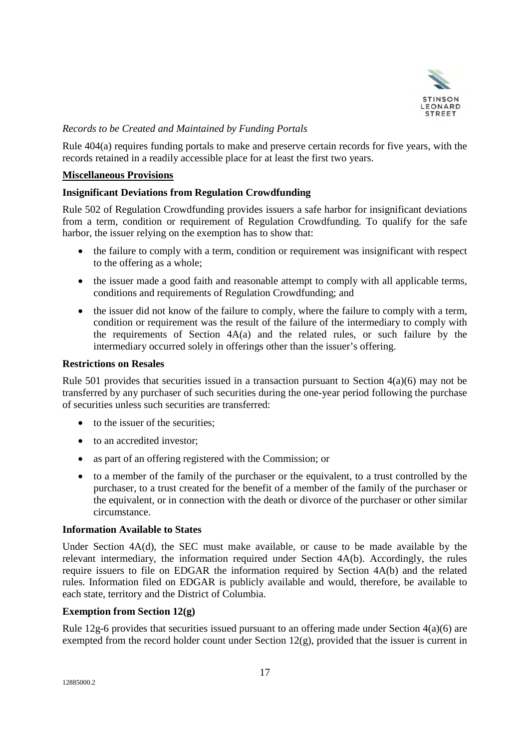*Records to be Created and Maintained by Funding Portals*

Rule 404(a) requires funding portals to make and preserve certain records for five years, with the records retained in a readily accessible place for at least the first two years.

**Miscellaneous Provisions**

**Insignificant Deviations from Regulation Crowdfunding**

Rule 502 of Regulation Crowdfunding provides issuers a safe harbor for insignificant deviations from a term, condition or requirement of Regulation Crowdfunding. To qualify for the safe harbor, the issuer relying on the exemption has to show that:

- the failure to comply with a term, condition or requirement was insignificant with respect to the offering as a whole;
- the issuer made a good faith and reasonable attempt to comply with all applicable terms, conditions and requirements of Regulation Crowdfunding; and
- the issuer did not know of the failure to comply, where the failure to comply with a term, condition or requirement was the result of the failure of the intermediary to comply with the requirements of Section 4A(a) and the related rules, or such failure by the intermediary occurred solely in offerings other than the issuer's offering.

**Restrictions on Resales**

Rule 501 provides that securities issued in a transaction pursuant to Section 4(a)(6) may not be transferred by any purchaser of such securities during the one-year period following the purchase of securities unless such securities are transferred:

- to the issuer of the securities;
- to an accredited investor;
- as part of an offering registered with the Commission; or
- to a member of the family of the purchaser or the equivalent, to a trust controlled by the purchaser, to a trust created for the benefit of a member of the family of the purchaser or the equivalent, or in connection with the death or divorce of the purchaser or other similar circumstance.

**Information Available to States**

Under Section 4A(d), the SEC must make available, or cause to be made available by the relevant intermediary, the information required under Section 4A(b). Accordingly, the rules require issuers to file on EDGAR the information required by Section 4A(b) and the related rules. Information filed on EDGAR is publicly available and would, therefore, be available to each state, territory and the District of Columbia.

**Exemption from Section 12(g)**

Rule 12g-6 provides that securities issued pursuant to an offering made under Section 4(a)(6) are exempted from the record holder count under Section 12(g), provided that the issuer is current in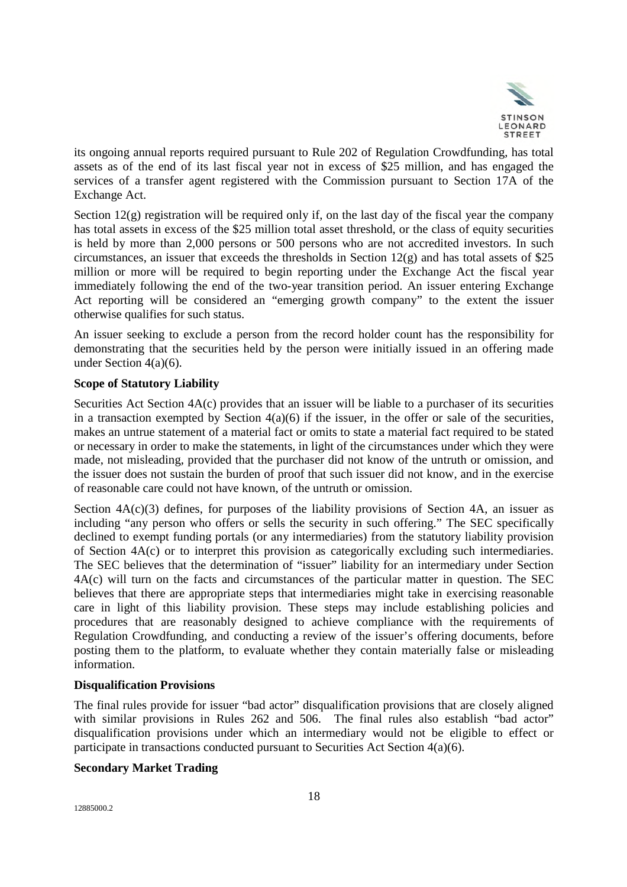its ongoing annual reports required pursuant to Rule 202 of Regulation Crowdfunding, has total assets as of the end of its last fiscal year not in excess of $25 million, and has engaged the services of a transfer agent registered with the Commission pursuant to Section 17A of the Exchange Act.

Section 12(g) registration will be required only if, on the last day of the fiscal year the company has total assets in excess of the $25 million total asset threshold, or the class of equity securities is held by more than 2,000 persons or 500 persons who are not accredited investors. In such circumstances, an issuer that exceeds the thresholds in Section 12(g) and has total assets of $25 million or more will be required to begin reporting under the Exchange Act the fiscal year immediately following the end of the two-year transition period. An issuer entering Exchange Act reporting will be considered an "emerging growth company" to the extent the issuer otherwise qualifies for such status.

An issuer seeking to exclude a person from the record holder count has the responsibility for demonstrating that the securities held by the person were initially issued in an offering made under Section 4(a)(6).

**Scope of Statutory Liability**

Securities Act Section 4A(c) provides that an issuer will be liable to a purchaser of its securities in a transaction exempted by Section 4(a)(6) if the issuer, in the offer or sale of the securities, makes an untrue statement of a material fact or omits to state a material fact required to be stated or necessary in order to make the statements, in light of the circumstances under which they were made, not misleading, provided that the purchaser did not know of the untruth or omission, and the issuer does not sustain the burden of proof that such issuer did not know, and in the exercise of reasonable care could not have known, of the untruth or omission.

Section 4A(c)(3) defines, for purposes of the liability provisions of Section 4A, an issuer as including "any person who offers or sells the security in such offering." The SEC specifically declined to exempt funding portals (or any intermediaries) from the statutory liability provision of Section 4A(c) or to interpret this provision as categorically excluding such intermediaries. The SEC believes that the determination of "issuer" liability for an intermediary under Section 4A(c) will turn on the facts and circumstances of the particular matter in question. The SEC believes that there are appropriate steps that intermediaries might take in exercising reasonable care in light of this liability provision. These steps may include establishing policies and procedures that are reasonably designed to achieve compliance with the requirements of Regulation Crowdfunding, and conducting a review of the issuer's offering documents, before posting them to the platform, to evaluate whether they contain materially false or misleading information.

**Disqualification Provisions**

The final rules provide for issuer "bad actor" disqualification provisions that are closely aligned with similar provisions in Rules 262 and 506. The final rules also establish "bad actor" disqualification provisions under which an intermediary would not be eligible to effect or participate in transactions conducted pursuant to Securities Act Section 4(a)(6).

**Secondary Market Trading**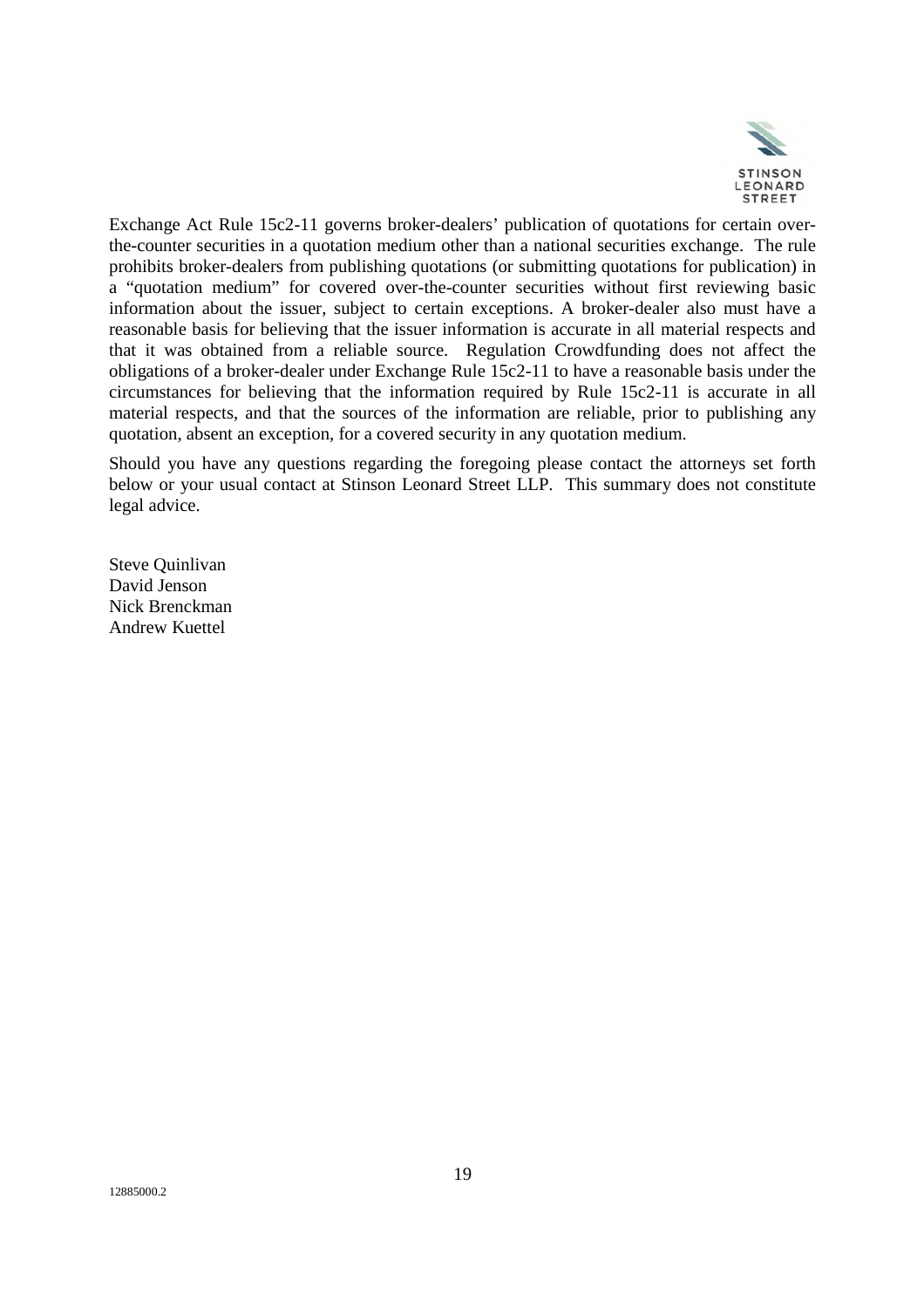Exchange Act Rule 15c2-11 governs broker-dealers' publication of quotations for certain over-the-counter securities in a quotation medium other than a national securities exchange. The rule prohibits broker-dealers from publishing quotations (or submitting quotations for publication) in a "quotation medium" for covered over-the-counter securities without first reviewing basic information about the issuer, subject to certain exceptions. A broker-dealer also must have a reasonable basis for believing that the issuer information is accurate in all material respects and that it was obtained from a reliable source. Regulation Crowdfunding does not affect the obligations of a broker-dealer under Exchange Rule 15c2-11 to have a reasonable basis under the circumstances for believing that the information required by Rule 15c2-11 is accurate in all material respects, and that the sources of the information are reliable, prior to publishing any quotation, absent an exception, for a covered security in any quotation medium.

Should you have any questions regarding the foregoing please contact the attorneys set forth below or your usual contact at Stinson Leonard Street LLP. This summary does not constitute legal advice.

Steve Quinlivan
David Jenson
Nick Brenckman
Andrew Kuettel